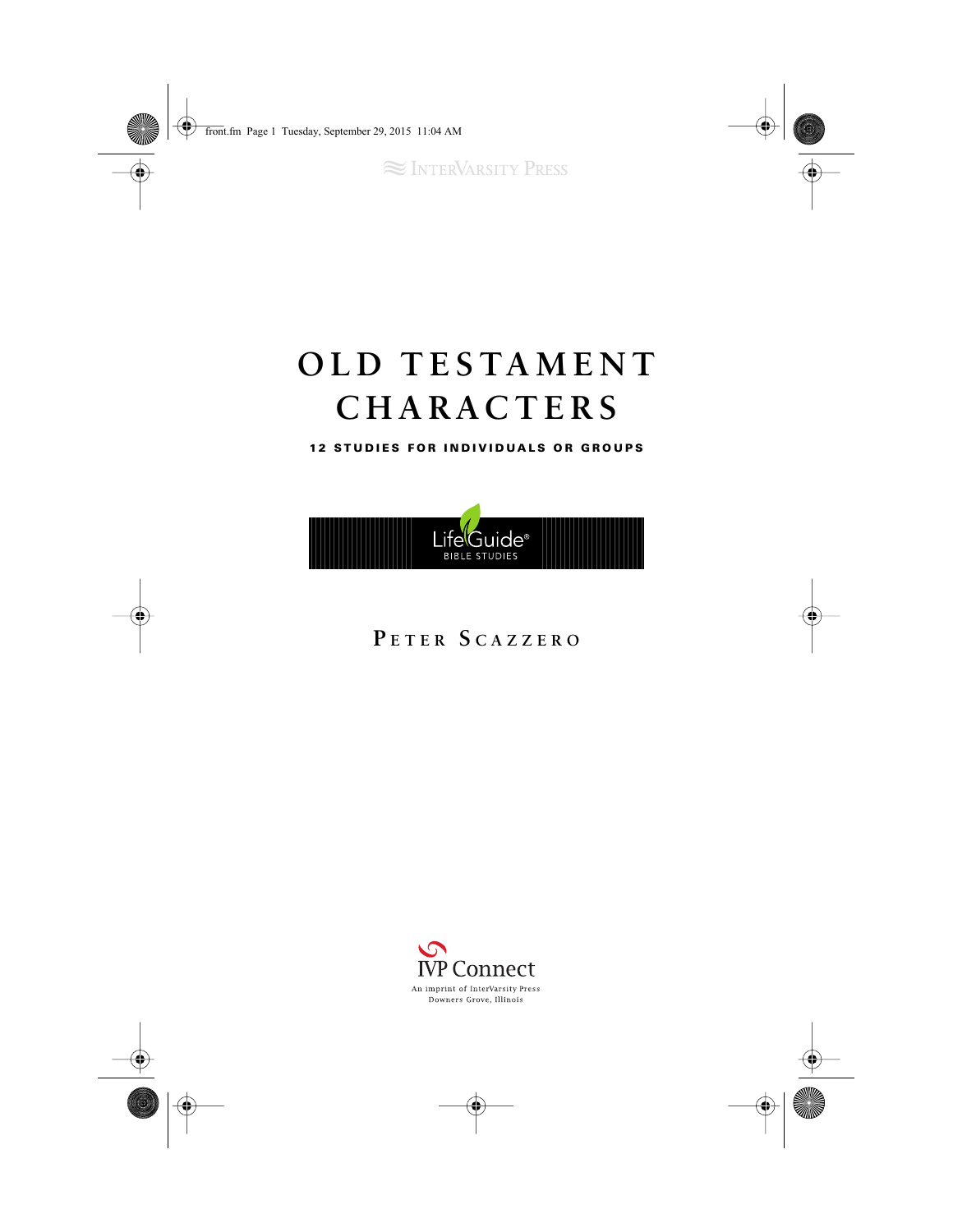≈ InterVarsity Press

# OLD TESTAMENT CHARACTERS

**12 STUDIES FOR INDIVIDUALS OR GROUPS**

LifeGuide®
BIBLE STUDIES

## Peter Scazzero

IVP Connect
An imprint of InterVarsity Press
Downers Grove, Illinois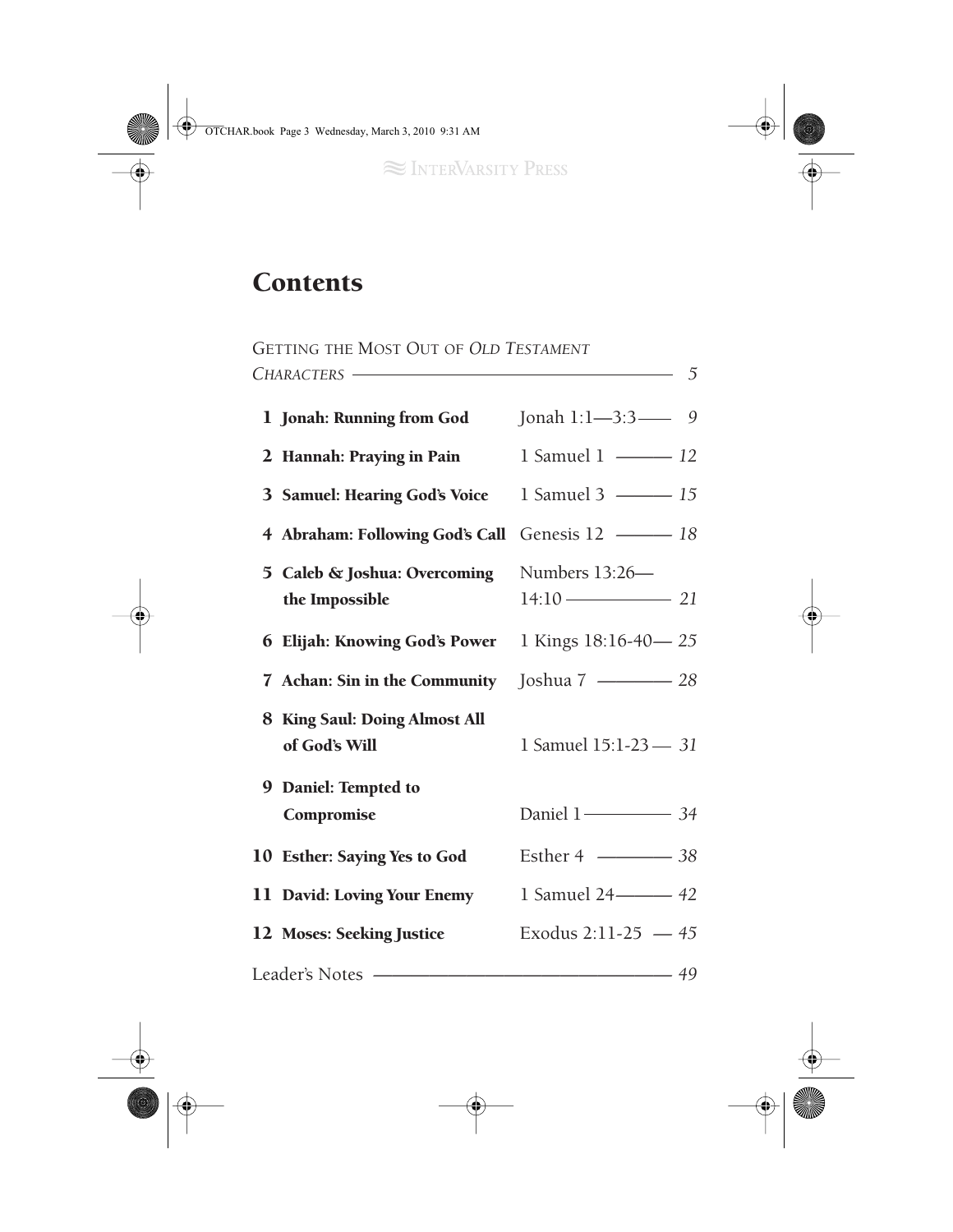# Contents

Getting the Most Out of *Old Testament Characters* — 5

| | Study | Passage | Page |
|---|---|---|---|
| 1 | **Jonah: Running from God** | Jonah 1:1—3:3 | 9 |
| 2 | **Hannah: Praying in Pain** | 1 Samuel 1 | 12 |
| 3 | **Samuel: Hearing God's Voice** | 1 Samuel 3 | 15 |
| 4 | **Abraham: Following God's Call** | Genesis 12 | 18 |
| 5 | **Caleb & Joshua: Overcoming the Impossible** | Numbers 13:26—14:10 | 21 |
| 6 | **Elijah: Knowing God's Power** | 1 Kings 18:16-40 | 25 |
| 7 | **Achan: Sin in the Community** | Joshua 7 | 28 |
| 8 | **King Saul: Doing Almost All of God's Will** | 1 Samuel 15:1-23 | 31 |
| 9 | **Daniel: Tempted to Compromise** | Daniel 1 | 34 |
| 10 | **Esther: Saying Yes to God** | Esther 4 | 38 |
| 11 | **David: Loving Your Enemy** | 1 Samuel 24 | 42 |
| 12 | **Moses: Seeking Justice** | Exodus 2:11-25 | 45 |

Leader's Notes — 49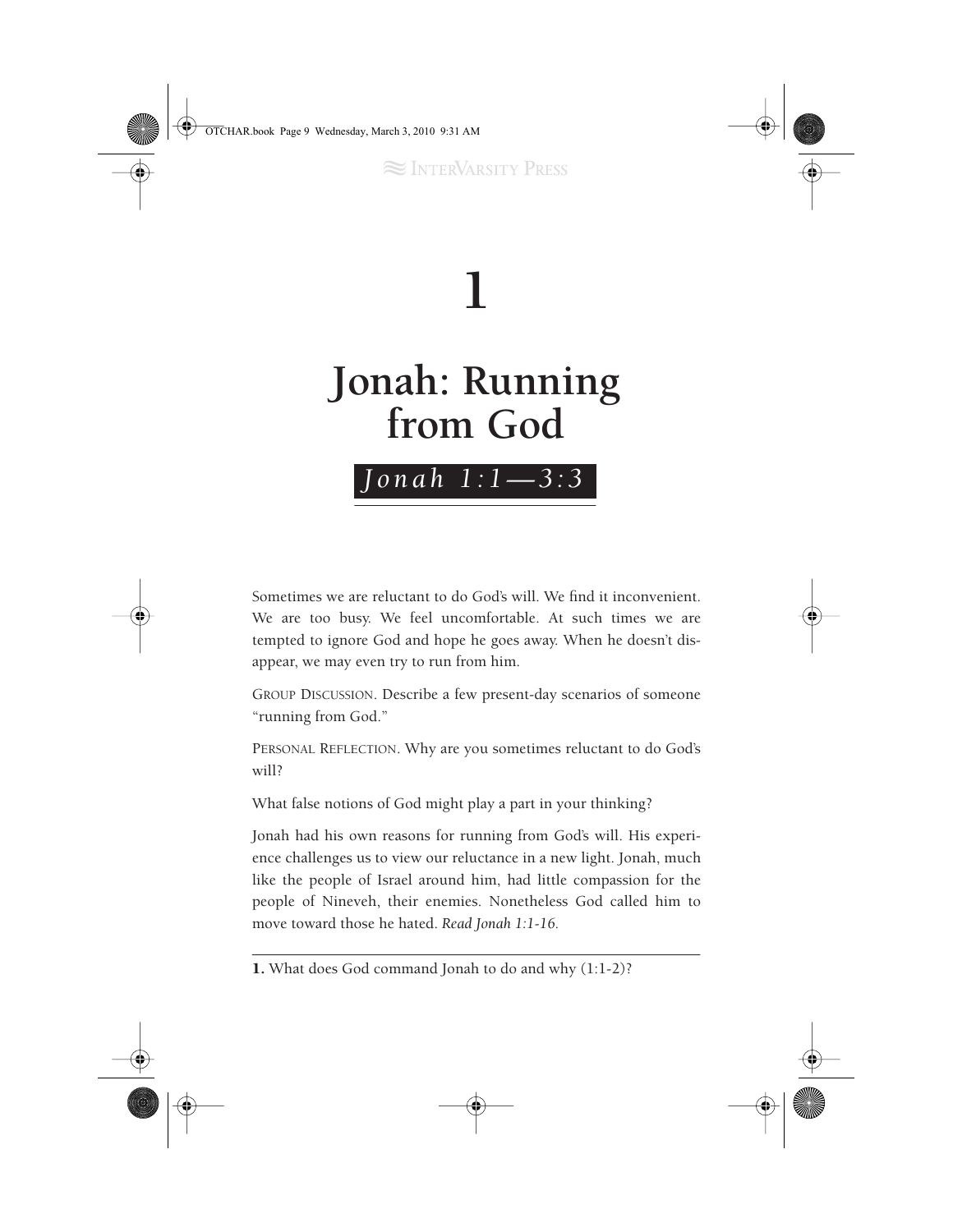# 1

# Jonah: Running from God

*Jonah 1:1—3:3*

Sometimes we are reluctant to do God's will. We find it inconvenient. We are too busy. We feel uncomfortable. At such times we are tempted to ignore God and hope he goes away. When he doesn't disappear, we may even try to run from him.

GROUP DISCUSSION. Describe a few present-day scenarios of someone "running from God."

PERSONAL REFLECTION. Why are you sometimes reluctant to do God's will?

What false notions of God might play a part in your thinking?

Jonah had his own reasons for running from God's will. His experience challenges us to view our reluctance in a new light. Jonah, much like the people of Israel around him, had little compassion for the people of Nineveh, their enemies. Nonetheless God called him to move toward those he hated. *Read Jonah 1:1-16.*

---

**1.** What does God command Jonah to do and why (1:1-2)?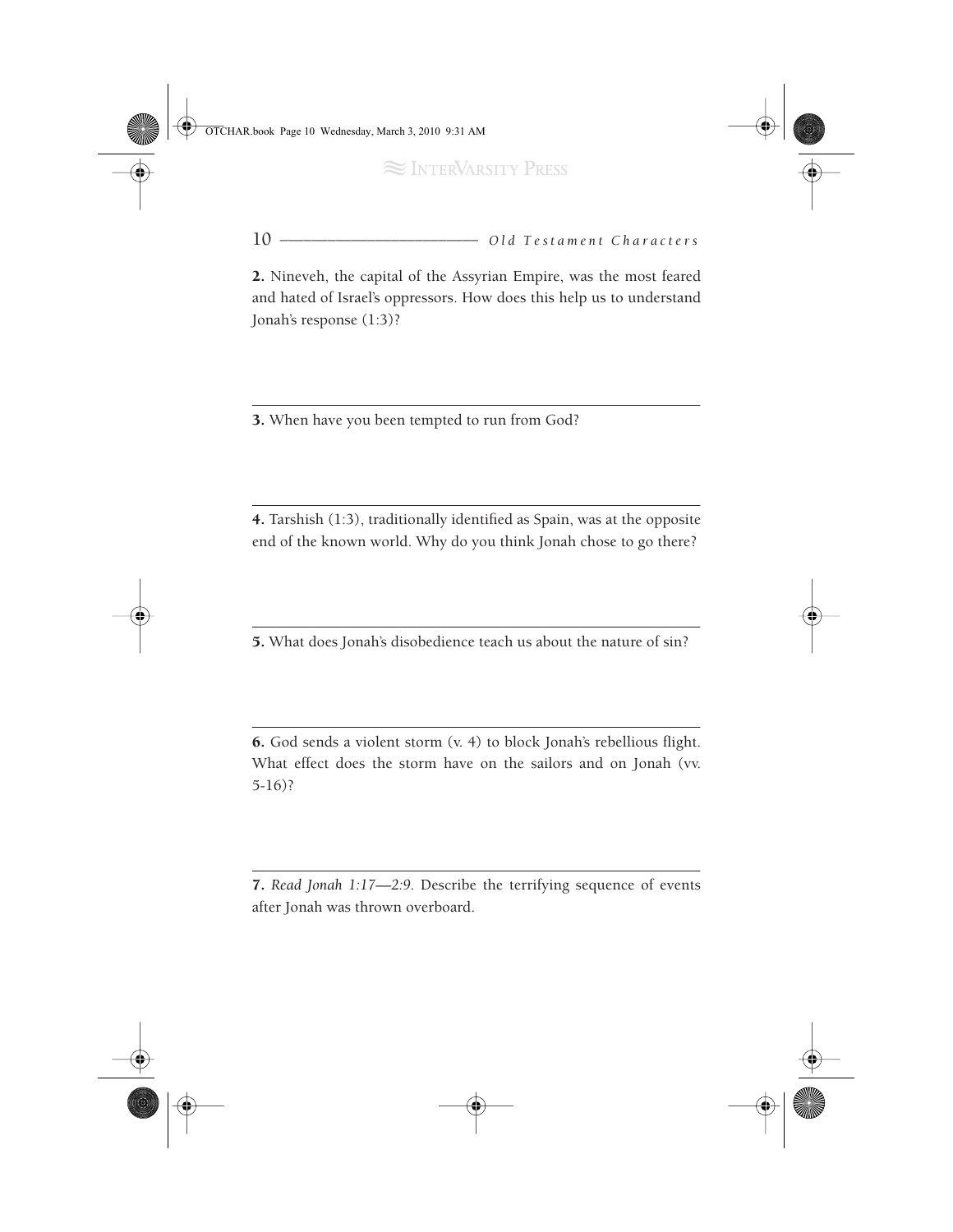**2.** Nineveh, the capital of the Assyrian Empire, was the most feared and hated of Israel's oppressors. How does this help us to understand Jonah's response (1:3)?

---

**3.** When have you been tempted to run from God?

---

**4.** Tarshish (1:3), traditionally identified as Spain, was at the opposite end of the known world. Why do you think Jonah chose to go there?

---

**5.** What does Jonah's disobedience teach us about the nature of sin?

---

**6.** God sends a violent storm (v. 4) to block Jonah's rebellious flight. What effect does the storm have on the sailors and on Jonah (vv. 5-16)?

---

**7.** *Read Jonah 1:17—2:9.* Describe the terrifying sequence of events after Jonah was thrown overboard.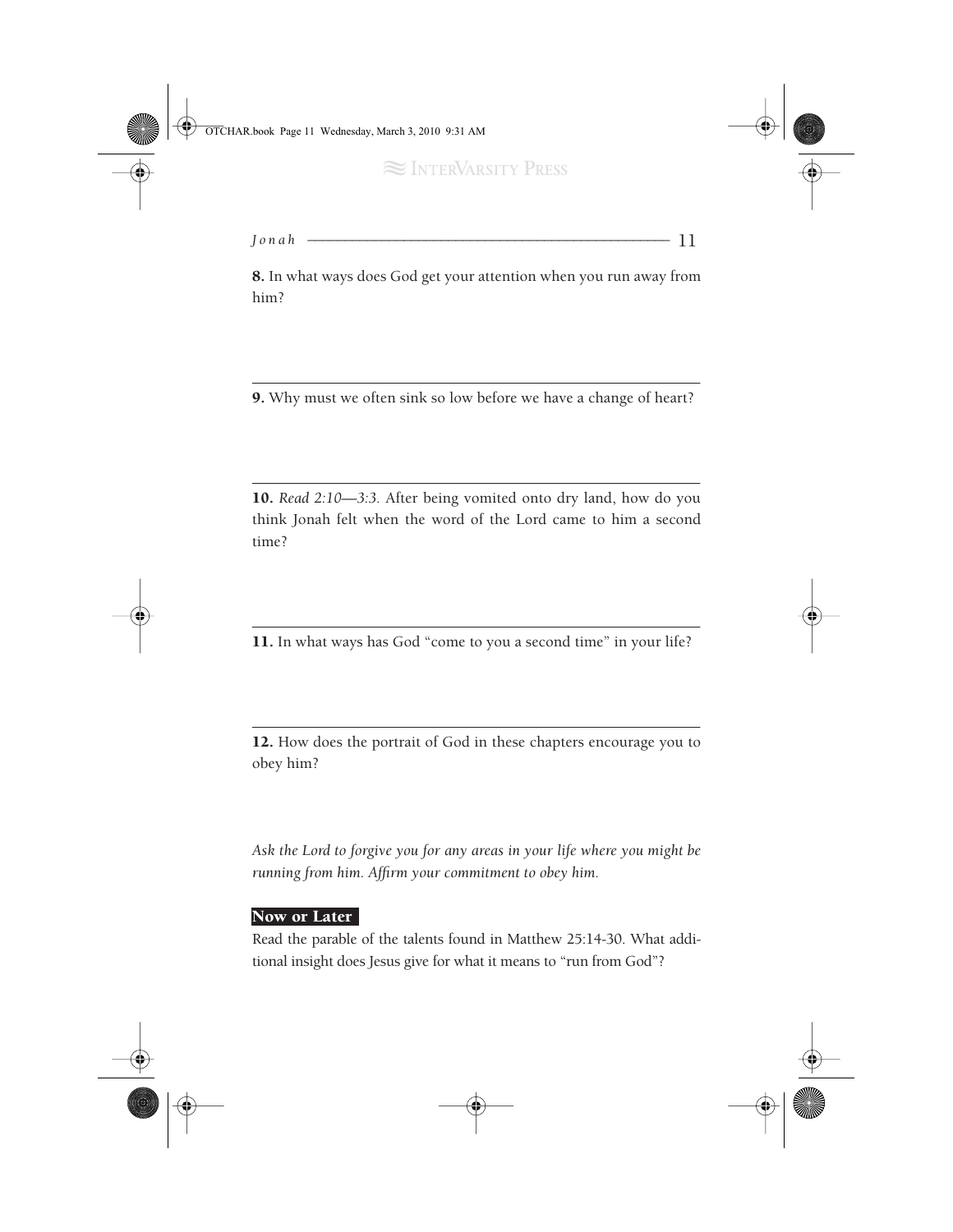**8.** In what ways does God get your attention when you run away from him?

**9.** Why must we often sink so low before we have a change of heart?

**10.** *Read 2:10—3:3.* After being vomited onto dry land, how do you think Jonah felt when the word of the Lord came to him a second time?

**11.** In what ways has God "come to you a second time" in your life?

**12.** How does the portrait of God in these chapters encourage you to obey him?

*Ask the Lord to forgive you for any areas in your life where you might be running from him. Affirm your commitment to obey him.*

### Now or Later

Read the parable of the talents found in Matthew 25:14-30. What additional insight does Jesus give for what it means to "run from God"?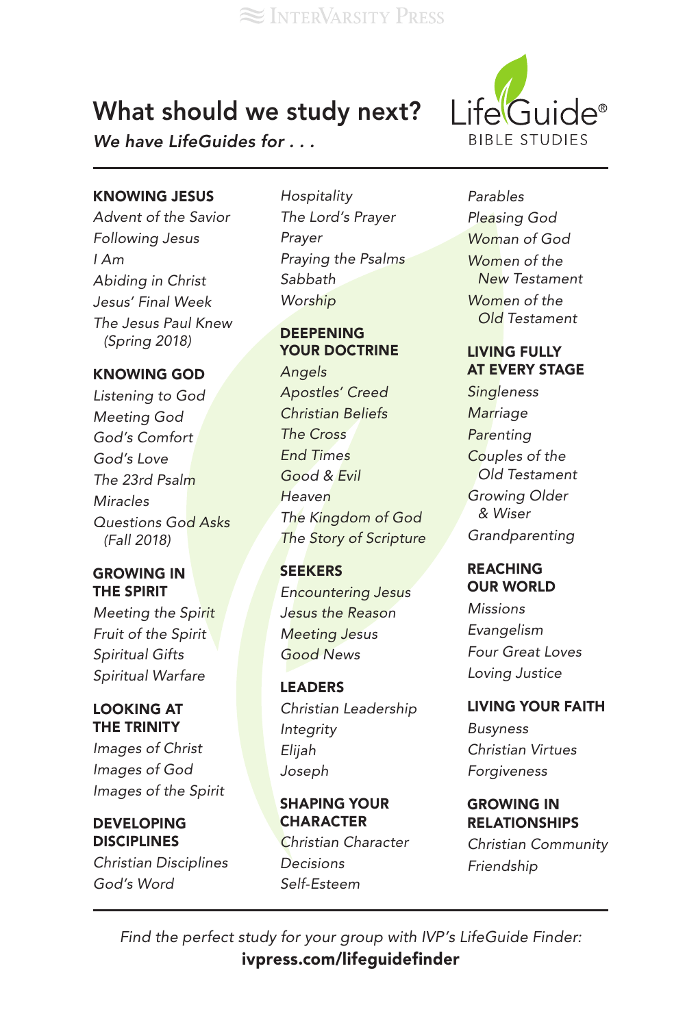InterVarsity Press

# What should we study next?

*We have LifeGuides for . . .*

LifeGuide® BIBLE STUDIES

**KNOWING JESUS**

*Advent of the Savior*
*Following Jesus*
*I Am*
*Abiding in Christ*
*Jesus' Final Week*
*The Jesus Paul Knew (Spring 2018)*

**KNOWING GOD**

*Listening to God*
*Meeting God*
*God's Comfort*
*God's Love*
*The 23rd Psalm*
*Miracles*
*Questions God Asks (Fall 2018)*

**GROWING IN THE SPIRIT**

*Meeting the Spirit*
*Fruit of the Spirit*
*Spiritual Gifts*
*Spiritual Warfare*

**LOOKING AT THE TRINITY**

*Images of Christ*
*Images of God*
*Images of the Spirit*

**DEVELOPING DISCIPLINES**

*Christian Disciplines*
*God's Word*
*Hospitality*
*The Lord's Prayer*
*Prayer*
*Praying the Psalms*
*Sabbath*
*Worship*

**DEEPENING YOUR DOCTRINE**

*Angels*
*Apostles' Creed*
*Christian Beliefs*
*The Cross*
*End Times*
*Good & Evil*
*Heaven*
*The Kingdom of God*
*The Story of Scripture*

**SEEKERS**

*Encountering Jesus*
*Jesus the Reason*
*Meeting Jesus*
*Good News*

**LEADERS**

*Christian Leadership*
*Integrity*
*Elijah*
*Joseph*

**SHAPING YOUR CHARACTER**

*Christian Character*
*Decisions*
*Self-Esteem*
*Parables*
*Pleasing God*
*Woman of God*
*Women of the New Testament*
*Women of the Old Testament*

**LIVING FULLY AT EVERY STAGE**

*Singleness*
*Marriage*
*Parenting*
*Couples of the Old Testament*
*Growing Older & Wiser*
*Grandparenting*

**REACHING OUR WORLD**

*Missions*
*Evangelism*
*Four Great Loves*
*Loving Justice*

**LIVING YOUR FAITH**

*Busyness*
*Christian Virtues*
*Forgiveness*

**GROWING IN RELATIONSHIPS**

*Christian Community*
*Friendship*

---

*Find the perfect study for your group with IVP's LifeGuide Finder:*
**ivpress.com/lifeguidefinder**